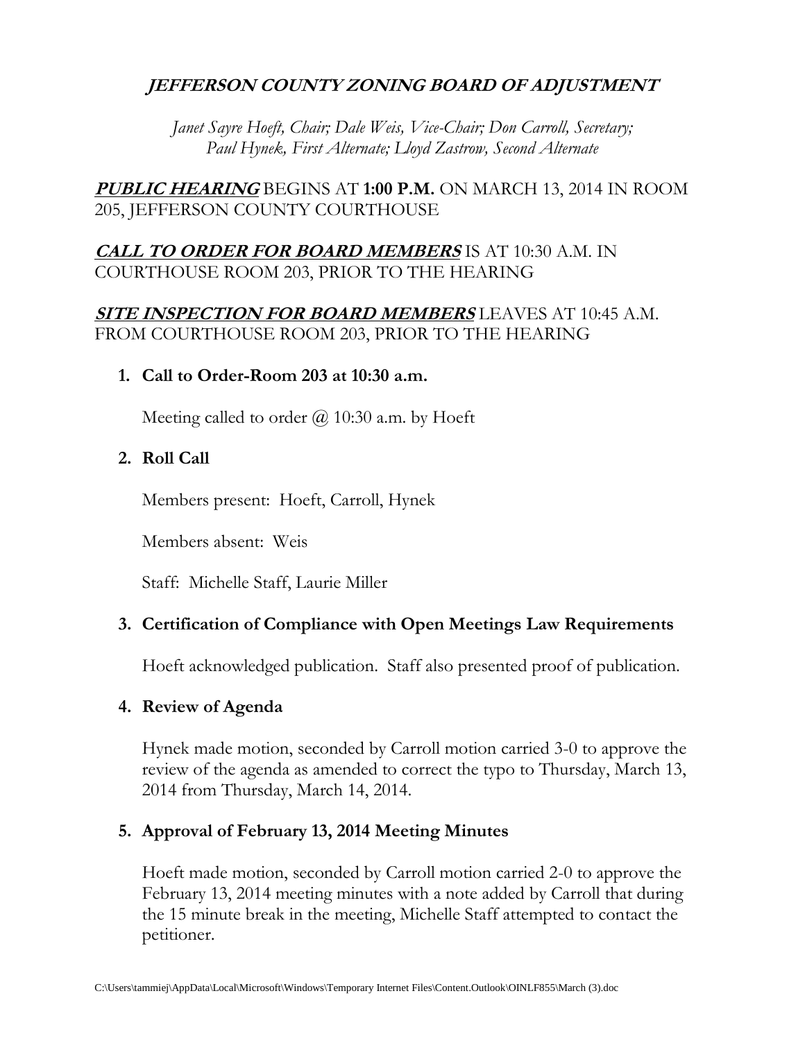# *JEFFERSON COUNTY ZONING BOARD OF ADJUSTMENT*

*Janet Sayre Hoeft, Chair; Dale Weis, Vice-Chair; Don Carroll, Secretary; Paul Hynek, First Alternate; Lloyd Zastrow, Second Alternate*

***PUBLIC HEARING*** BEGINS AT **1:00 P.M.** ON MARCH 13, 2014 IN ROOM 205, JEFFERSON COUNTY COURTHOUSE

***CALL TO ORDER FOR BOARD MEMBERS*** IS AT 10:30 A.M. IN COURTHOUSE ROOM 203, PRIOR TO THE HEARING

***SITE INSPECTION FOR BOARD MEMBERS*** LEAVES AT 10:45 A.M. FROM COURTHOUSE ROOM 203, PRIOR TO THE HEARING

1. **Call to Order-Room 203 at 10:30 a.m.**

   Meeting called to order @ 10:30 a.m. by Hoeft

2. **Roll Call**

   Members present: Hoeft, Carroll, Hynek

   Members absent: Weis

   Staff: Michelle Staff, Laurie Miller

3. **Certification of Compliance with Open Meetings Law Requirements**

   Hoeft acknowledged publication. Staff also presented proof of publication.

4. **Review of Agenda**

   Hynek made motion, seconded by Carroll motion carried 3-0 to approve the review of the agenda as amended to correct the typo to Thursday, March 13, 2014 from Thursday, March 14, 2014.

5. **Approval of February 13, 2014 Meeting Minutes**

   Hoeft made motion, seconded by Carroll motion carried 2-0 to approve the February 13, 2014 meeting minutes with a note added by Carroll that during the 15 minute break in the meeting, Michelle Staff attempted to contact the petitioner.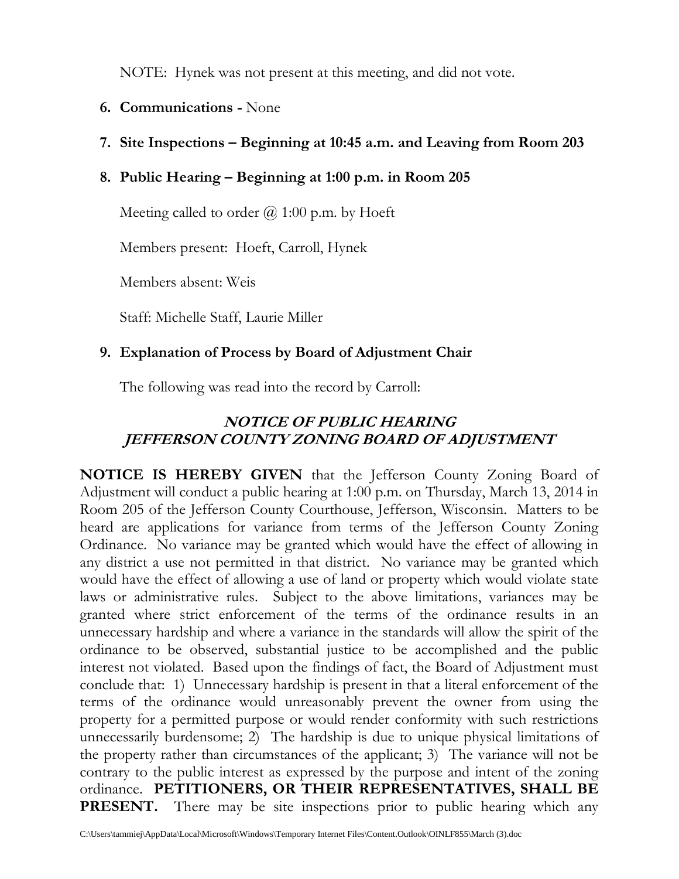NOTE: Hynek was not present at this meeting, and did not vote.

6. **Communications -** None

7. **Site Inspections – Beginning at 10:45 a.m. and Leaving from Room 203**

8. **Public Hearing – Beginning at 1:00 p.m. in Room 205**

   Meeting called to order @ 1:00 p.m. by Hoeft

   Members present: Hoeft, Carroll, Hynek

   Members absent: Weis

   Staff: Michelle Staff, Laurie Miller

9. **Explanation of Process by Board of Adjustment Chair**

   The following was read into the record by Carroll:

## ***NOTICE OF PUBLIC HEARING JEFFERSON COUNTY ZONING BOARD OF ADJUSTMENT***

**NOTICE IS HEREBY GIVEN** that the Jefferson County Zoning Board of Adjustment will conduct a public hearing at 1:00 p.m. on Thursday, March 13, 2014 in Room 205 of the Jefferson County Courthouse, Jefferson, Wisconsin. Matters to be heard are applications for variance from terms of the Jefferson County Zoning Ordinance. No variance may be granted which would have the effect of allowing in any district a use not permitted in that district. No variance may be granted which would have the effect of allowing a use of land or property which would violate state laws or administrative rules. Subject to the above limitations, variances may be granted where strict enforcement of the terms of the ordinance results in an unnecessary hardship and where a variance in the standards will allow the spirit of the ordinance to be observed, substantial justice to be accomplished and the public interest not violated. Based upon the findings of fact, the Board of Adjustment must conclude that: 1) Unnecessary hardship is present in that a literal enforcement of the terms of the ordinance would unreasonably prevent the owner from using the property for a permitted purpose or would render conformity with such restrictions unnecessarily burdensome; 2) The hardship is due to unique physical limitations of the property rather than circumstances of the applicant; 3) The variance will not be contrary to the public interest as expressed by the purpose and intent of the zoning ordinance. **PETITIONERS, OR THEIR REPRESENTATIVES, SHALL BE PRESENT.** There may be site inspections prior to public hearing which any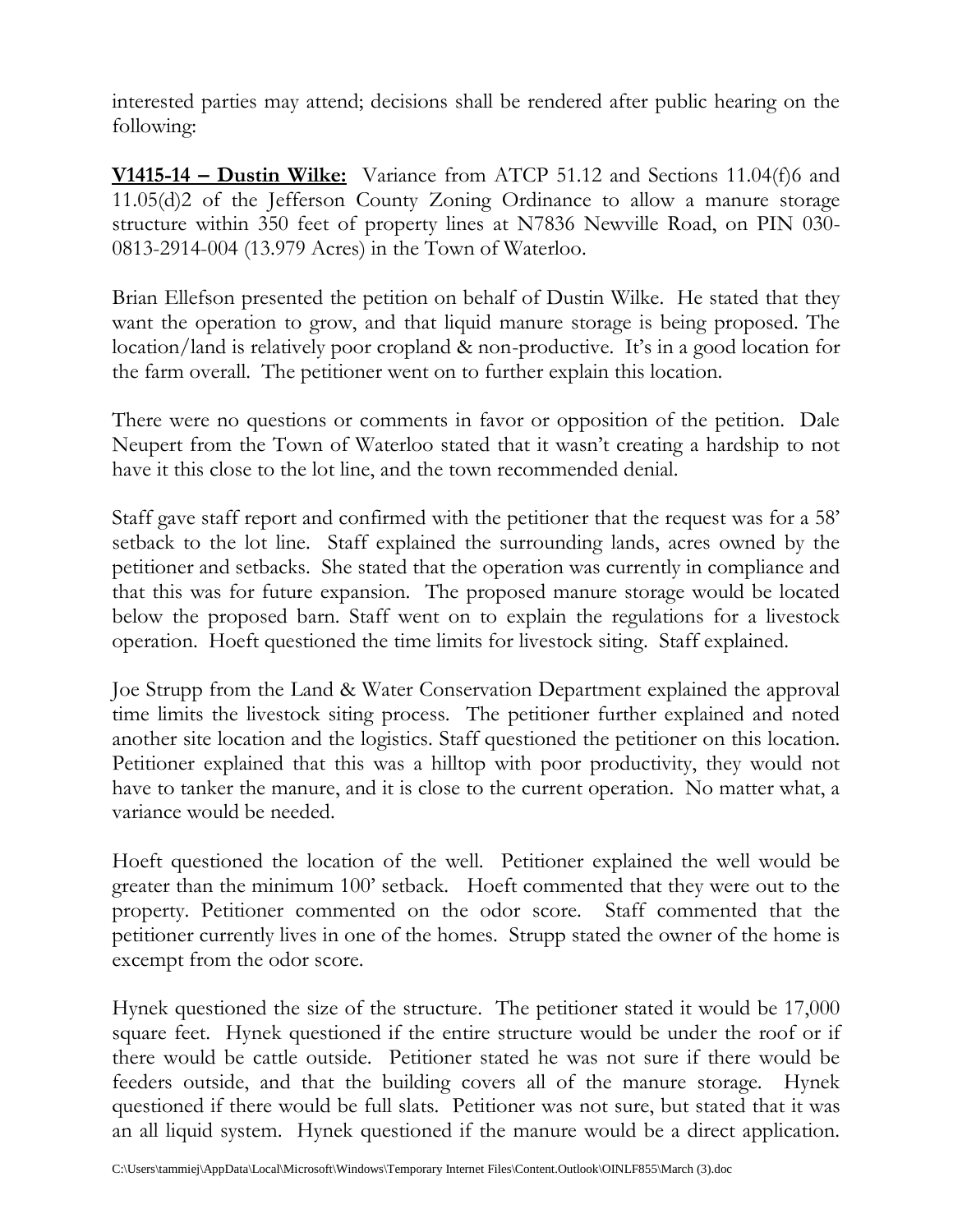interested parties may attend; decisions shall be rendered after public hearing on the following:

**V1415-14 – Dustin Wilke:** Variance from ATCP 51.12 and Sections 11.04(f)6 and 11.05(d)2 of the Jefferson County Zoning Ordinance to allow a manure storage structure within 350 feet of property lines at N7836 Newville Road, on PIN 030-0813-2914-004 (13.979 Acres) in the Town of Waterloo.

Brian Ellefson presented the petition on behalf of Dustin Wilke. He stated that they want the operation to grow, and that liquid manure storage is being proposed. The location/land is relatively poor cropland & non-productive. It's in a good location for the farm overall. The petitioner went on to further explain this location.

There were no questions or comments in favor or opposition of the petition. Dale Neupert from the Town of Waterloo stated that it wasn't creating a hardship to not have it this close to the lot line, and the town recommended denial.

Staff gave staff report and confirmed with the petitioner that the request was for a 58' setback to the lot line. Staff explained the surrounding lands, acres owned by the petitioner and setbacks. She stated that the operation was currently in compliance and that this was for future expansion. The proposed manure storage would be located below the proposed barn. Staff went on to explain the regulations for a livestock operation. Hoeft questioned the time limits for livestock siting. Staff explained.

Joe Strupp from the Land & Water Conservation Department explained the approval time limits the livestock siting process. The petitioner further explained and noted another site location and the logistics. Staff questioned the petitioner on this location. Petitioner explained that this was a hilltop with poor productivity, they would not have to tanker the manure, and it is close to the current operation. No matter what, a variance would be needed.

Hoeft questioned the location of the well. Petitioner explained the well would be greater than the minimum 100' setback. Hoeft commented that they were out to the property. Petitioner commented on the odor score. Staff commented that the petitioner currently lives in one of the homes. Strupp stated the owner of the home is excempt from the odor score.

Hynek questioned the size of the structure. The petitioner stated it would be 17,000 square feet. Hynek questioned if the entire structure would be under the roof or if there would be cattle outside. Petitioner stated he was not sure if there would be feeders outside, and that the building covers all of the manure storage. Hynek questioned if there would be full slats. Petitioner was not sure, but stated that it was an all liquid system. Hynek questioned if the manure would be a direct application.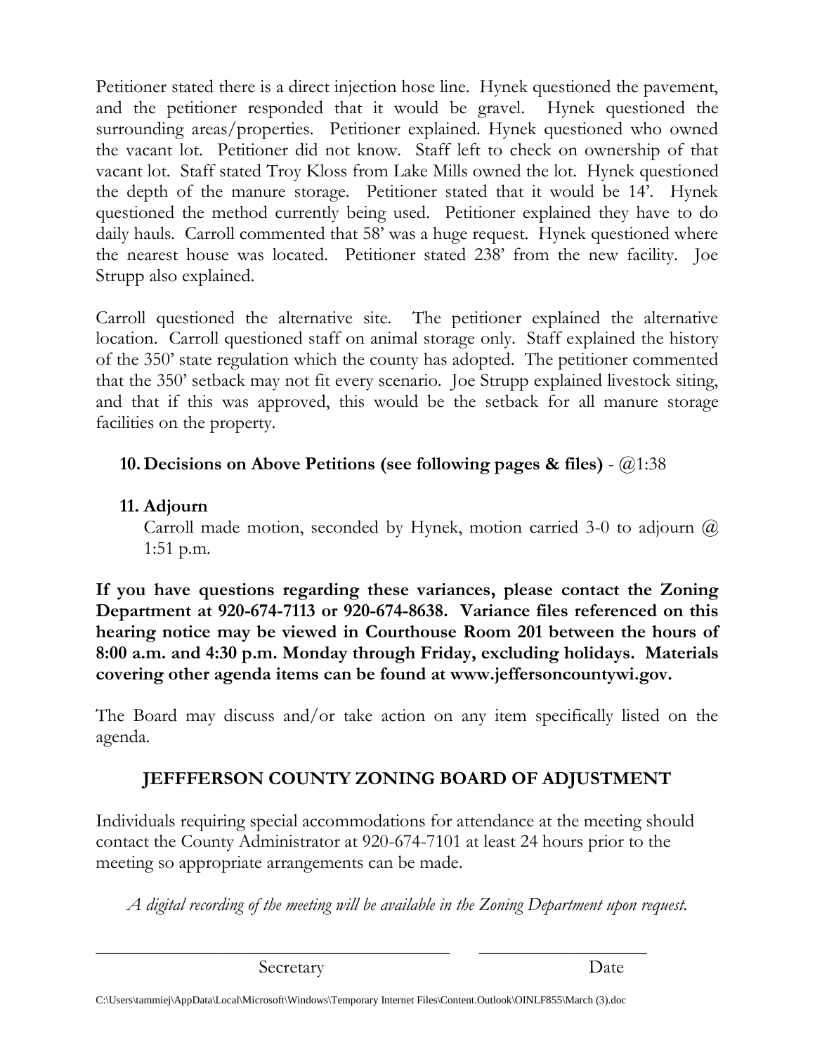Petitioner stated there is a direct injection hose line. Hynek questioned the pavement, and the petitioner responded that it would be gravel. Hynek questioned the surrounding areas/properties. Petitioner explained. Hynek questioned who owned the vacant lot. Petitioner did not know. Staff left to check on ownership of that vacant lot. Staff stated Troy Kloss from Lake Mills owned the lot. Hynek questioned the depth of the manure storage. Petitioner stated that it would be 14'. Hynek questioned the method currently being used. Petitioner explained they have to do daily hauls. Carroll commented that 58' was a huge request. Hynek questioned where the nearest house was located. Petitioner stated 238' from the new facility. Joe Strupp also explained.

Carroll questioned the alternative site. The petitioner explained the alternative location. Carroll questioned staff on animal storage only. Staff explained the history of the 350' state regulation which the county has adopted. The petitioner commented that the 350' setback may not fit every scenario. Joe Strupp explained livestock siting, and that if this was approved, this would be the setback for all manure storage facilities on the property.

10. **Decisions on Above Petitions (see following pages & files)** - @1:38

11. **Adjourn**

    Carroll made motion, seconded by Hynek, motion carried 3-0 to adjourn @ 1:51 p.m.

**If you have questions regarding these variances, please contact the Zoning Department at 920-674-7113 or 920-674-8638. Variance files referenced on this hearing notice may be viewed in Courthouse Room 201 between the hours of 8:00 a.m. and 4:30 p.m. Monday through Friday, excluding holidays. Materials covering other agenda items can be found at www.jeffersoncountywi.gov.**

The Board may discuss and/or take action on any item specifically listed on the agenda.

**JEFFERSON COUNTY ZONING BOARD OF ADJUSTMENT**

Individuals requiring special accommodations for attendance at the meeting should contact the County Administrator at 920-674-7101 at least 24 hours prior to the meeting so appropriate arrangements can be made.

*A digital recording of the meeting will be available in the Zoning Department upon request.*

\_\_\_\_\_\_\_\_\_\_\_\_\_\_\_\_\_\_\_\_\_\_\_\_\_\_\_\_\_\_\_\_\_\_\_\_\_\_\_\_ \_\_\_\_\_\_\_\_\_\_\_\_\_\_\_\_\_\_\_\_

Secretary Date

C:\Users\tammiej\AppData\Local\Microsoft\Windows\Temporary Internet Files\Content.Outlook\OINLF855\March (3).doc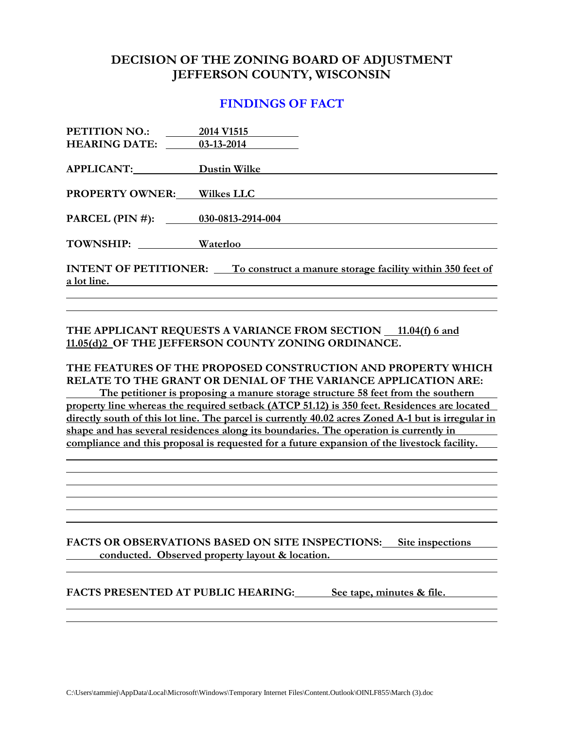# DECISION OF THE ZONING BOARD OF ADJUSTMENT
# JEFFERSON COUNTY, WISCONSIN

## FINDINGS OF FACT

**PETITION NO.:** 2014 V1515
**HEARING DATE:** 03-13-2014

**APPLICANT:** Dustin Wilke

**PROPERTY OWNER:** Wilkes LLC

**PARCEL (PIN #):** 030-0813-2914-004

**TOWNSHIP:** Waterloo

**INTENT OF PETITIONER:** To construct a manure storage facility within 350 feet of a lot line.

**THE APPLICANT REQUESTS A VARIANCE FROM SECTION** 11.04(f) 6 and 11.05(d)2 **OF THE JEFFERSON COUNTY ZONING ORDINANCE.**

**THE FEATURES OF THE PROPOSED CONSTRUCTION AND PROPERTY WHICH RELATE TO THE GRANT OR DENIAL OF THE VARIANCE APPLICATION ARE:**

The petitioner is proposing a manure storage structure 58 feet from the southern property line whereas the required setback (ATCP 51.12) is 350 feet. Residences are located directly south of this lot line. The parcel is currently 40.02 acres Zoned A-1 but is irregular in shape and has several residences along its boundaries. The operation is currently in compliance and this proposal is requested for a future expansion of the livestock facility.

**FACTS OR OBSERVATIONS BASED ON SITE INSPECTIONS:** Site inspections conducted. Observed property layout & location.

**FACTS PRESENTED AT PUBLIC HEARING:** See tape, minutes & file.

C:\Users\tammiej\AppData\Local\Microsoft\Windows\Temporary Internet Files\Content.Outlook\OINLF855\March (3).doc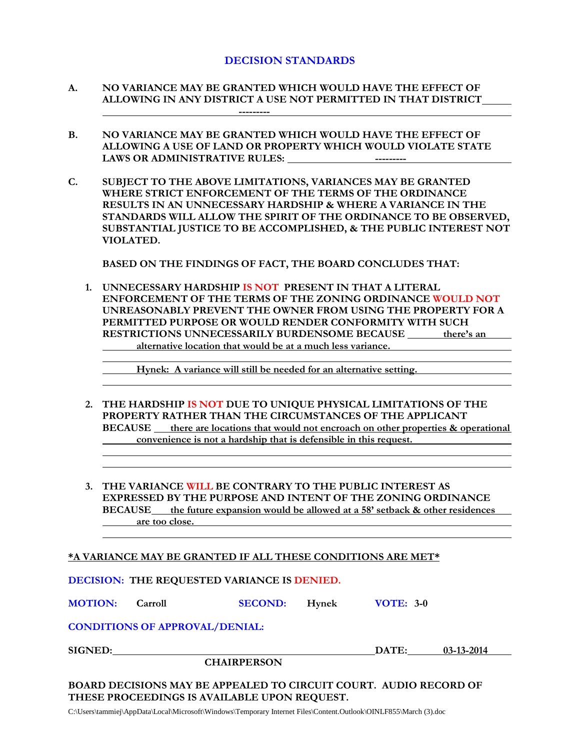## DECISION STANDARDS

**A. NO VARIANCE MAY BE GRANTED WHICH WOULD HAVE THE EFFECT OF ALLOWING IN ANY DISTRICT A USE NOT PERMITTED IN THAT DISTRICT**

---------

**B. NO VARIANCE MAY BE GRANTED WHICH WOULD HAVE THE EFFECT OF ALLOWING A USE OF LAND OR PROPERTY WHICH WOULD VIOLATE STATE LAWS OR ADMINISTRATIVE RULES:** ---------

**C. SUBJECT TO THE ABOVE LIMITATIONS, VARIANCES MAY BE GRANTED WHERE STRICT ENFORCEMENT OF THE TERMS OF THE ORDINANCE RESULTS IN AN UNNECESSARY HARDSHIP & WHERE A VARIANCE IN THE STANDARDS WILL ALLOW THE SPIRIT OF THE ORDINANCE TO BE OBSERVED, SUBSTANTIAL JUSTICE TO BE ACCOMPLISHED, & THE PUBLIC INTEREST NOT VIOLATED.**

**BASED ON THE FINDINGS OF FACT, THE BOARD CONCLUDES THAT:**

1. **UNNECESSARY HARDSHIP IS NOT PRESENT IN THAT A LITERAL ENFORCEMENT OF THE TERMS OF THE ZONING ORDINANCE WOULD NOT UNREASONABLY PREVENT THE OWNER FROM USING THE PROPERTY FOR A PERMITTED PURPOSE OR WOULD RENDER CONFORMITY WITH SUCH RESTRICTIONS UNNECESSARILY BURDENSOME BECAUSE** there's an alternative location that would be at a much less variance.

   Hynek: A variance will still be needed for an alternative setting.

2. **THE HARDSHIP IS NOT DUE TO UNIQUE PHYSICAL LIMITATIONS OF THE PROPERTY RATHER THAN THE CIRCUMSTANCES OF THE APPLICANT BECAUSE** there are locations that would not encroach on other properties & operational convenience is not a hardship that is defensible in this request.

3. **THE VARIANCE WILL BE CONTRARY TO THE PUBLIC INTEREST AS EXPRESSED BY THE PURPOSE AND INTENT OF THE ZONING ORDINANCE BECAUSE** the future expansion would be allowed at a 58' setback & other residences are too close.

**\*A VARIANCE MAY BE GRANTED IF ALL THESE CONDITIONS ARE MET\***

**DECISION: THE REQUESTED VARIANCE IS DENIED.**

**MOTION:** Carroll **SECOND:** Hynek **VOTE:** 3-0

**CONDITIONS OF APPROVAL/DENIAL:**

**SIGNED:** ______________________________ **DATE:** 03-13-2014

**CHAIRPERSON**

**BOARD DECISIONS MAY BE APPEALED TO CIRCUIT COURT. AUDIO RECORD OF THESE PROCEEDINGS IS AVAILABLE UPON REQUEST.**

C:\Users\tammiej\AppData\Local\Microsoft\Windows\Temporary Internet Files\Content.Outlook\OINLF855\March (3).doc